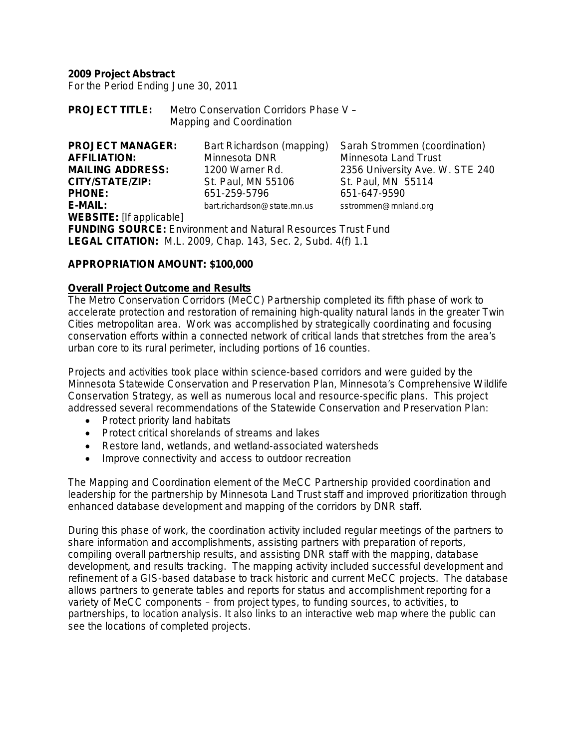**2009 Project Abstract**
For the Period Ending June 30, 2011

**PROJECT TITLE:** Metro Conservation Corridors Phase V – Mapping and Coordination

| | | |
|---|---|---|
| **PROJECT MANAGER:** | Bart Richardson (mapping) | Sarah Strommen (coordination) |
| **AFFILIATION:** | Minnesota DNR | Minnesota Land Trust |
| **MAILING ADDRESS:** | 1200 Warner Rd. | 2356 University Ave. W. STE 240 |
| **CITY/STATE/ZIP:** | St. Paul, MN 55106 | St. Paul, MN 55114 |
| **PHONE:** | 651-259-5796 | 651-647-9590 |
| **E-MAIL:** | bart.richardson@state.mn.us | sstrommen@mnland.org |

**WEBSITE:** [If applicable]
**FUNDING SOURCE:** Environment and Natural Resources Trust Fund
**LEGAL CITATION:** M.L. 2009, Chap. 143, Sec. 2, Subd. 4(f) 1.1

**APPROPRIATION AMOUNT: $100,000**

**Overall Project Outcome and Results**

The Metro Conservation Corridors (MeCC) Partnership completed its fifth phase of work to accelerate protection and restoration of remaining high-quality natural lands in the greater Twin Cities metropolitan area. Work was accomplished by strategically coordinating and focusing conservation efforts within a connected network of critical lands that stretches from the area's urban core to its rural perimeter, including portions of 16 counties.

Projects and activities took place within science-based corridors and were guided by the Minnesota Statewide Conservation and Preservation Plan, Minnesota's Comprehensive Wildlife Conservation Strategy, as well as numerous local and resource-specific plans. This project addressed several recommendations of the Statewide Conservation and Preservation Plan:

- Protect priority land habitats
- Protect critical shorelands of streams and lakes
- Restore land, wetlands, and wetland-associated watersheds
- Improve connectivity and access to outdoor recreation

The Mapping and Coordination element of the MeCC Partnership provided coordination and leadership for the partnership by Minnesota Land Trust staff and improved prioritization through enhanced database development and mapping of the corridors by DNR staff.

During this phase of work, the coordination activity included regular meetings of the partners to share information and accomplishments, assisting partners with preparation of reports, compiling overall partnership results, and assisting DNR staff with the mapping, database development, and results tracking. The mapping activity included successful development and refinement of a GIS-based database to track historic and current MeCC projects. The database allows partners to generate tables and reports for status and accomplishment reporting for a variety of MeCC components – from project types, to funding sources, to activities, to partnerships, to location analysis. It also links to an interactive web map where the public can see the locations of completed projects.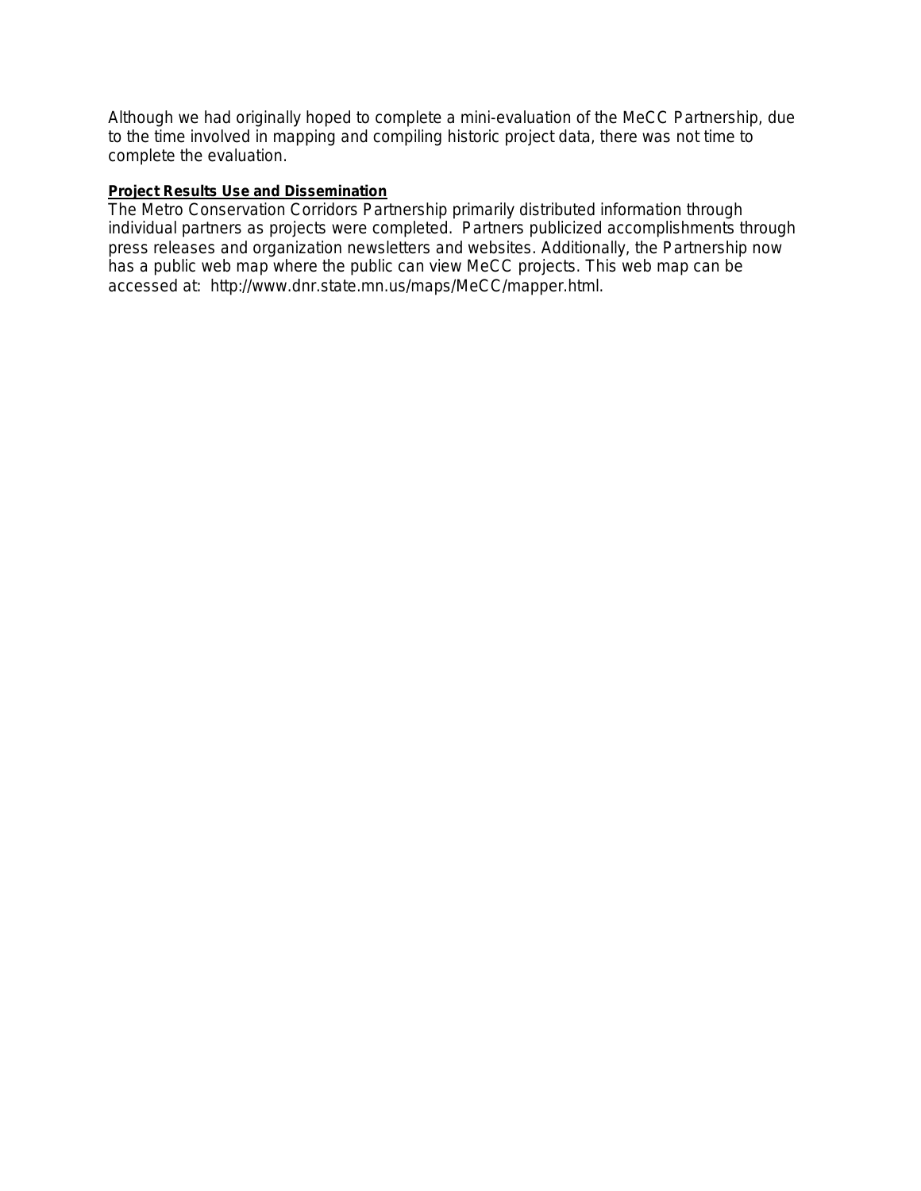Although we had originally hoped to complete a mini-evaluation of the MeCC Partnership, due to the time involved in mapping and compiling historic project data, there was not time to complete the evaluation.

**Project Results Use and Dissemination**

The Metro Conservation Corridors Partnership primarily distributed information through individual partners as projects were completed. Partners publicized accomplishments through press releases and organization newsletters and websites. Additionally, the Partnership now has a public web map where the public can view MeCC projects. This web map can be accessed at: http://www.dnr.state.mn.us/maps/MeCC/mapper.html.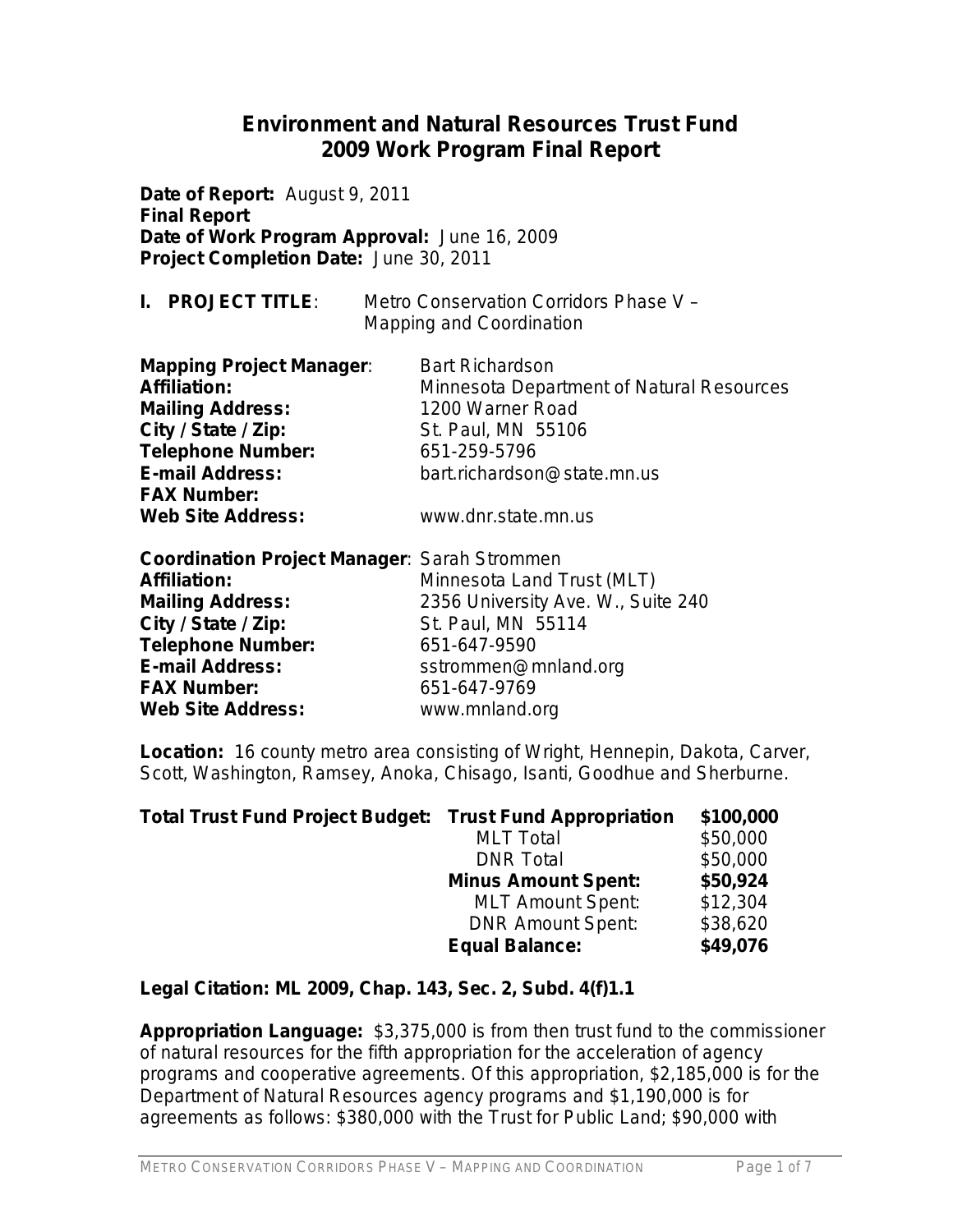# Environment and Natural Resources Trust Fund 2009 Work Program Final Report

**Date of Report:** August 9, 2011
**Final Report**
**Date of Work Program Approval:** June 16, 2009
**Project Completion Date:** June 30, 2011

**I. PROJECT TITLE**: Metro Conservation Corridors Phase V – Mapping and Coordination

**Mapping Project Manager**: Bart Richardson
**Affiliation:** Minnesota Department of Natural Resources
**Mailing Address:** 1200 Warner Road
**City / State / Zip:** St. Paul, MN 55106
**Telephone Number:** 651-259-5796
**E-mail Address:** bart.richardson@state.mn.us
**FAX Number:**
**Web Site Address:** www.dnr.state.mn.us

**Coordination Project Manager**: Sarah Strommen
**Affiliation:** Minnesota Land Trust (MLT)
**Mailing Address:** 2356 University Ave. W., Suite 240
**City / State / Zip:** St. Paul, MN 55114
**Telephone Number:** 651-647-9590
**E-mail Address:** sstrommen@mnland.org
**FAX Number:** 651-647-9769
**Web Site Address:** www.mnland.org

**Location:** 16 county metro area consisting of Wright, Hennepin, Dakota, Carver, Scott, Washington, Ramsey, Anoka, Chisago, Isanti, Goodhue and Sherburne.

| Total Trust Fund Project Budget: | Trust Fund Appropriation | $100,000 |
|---|---|---|
| | MLT Total | $50,000 |
| | DNR Total | $50,000 |
| | **Minus Amount Spent:** | **$50,924** |
| | MLT Amount Spent: | $12,304 |
| | DNR Amount Spent: | $38,620 |
| | **Equal Balance:** | **$49,076** |

**Legal Citation: ML 2009, Chap. 143, Sec. 2, Subd. 4(f)1.1**

**Appropriation Language:** $3,375,000 is from then trust fund to the commissioner of natural resources for the fifth appropriation for the acceleration of agency programs and cooperative agreements. Of this appropriation, $2,185,000 is for the Department of Natural Resources agency programs and $1,190,000 is for agreements as follows: $380,000 with the Trust for Public Land; $90,000 with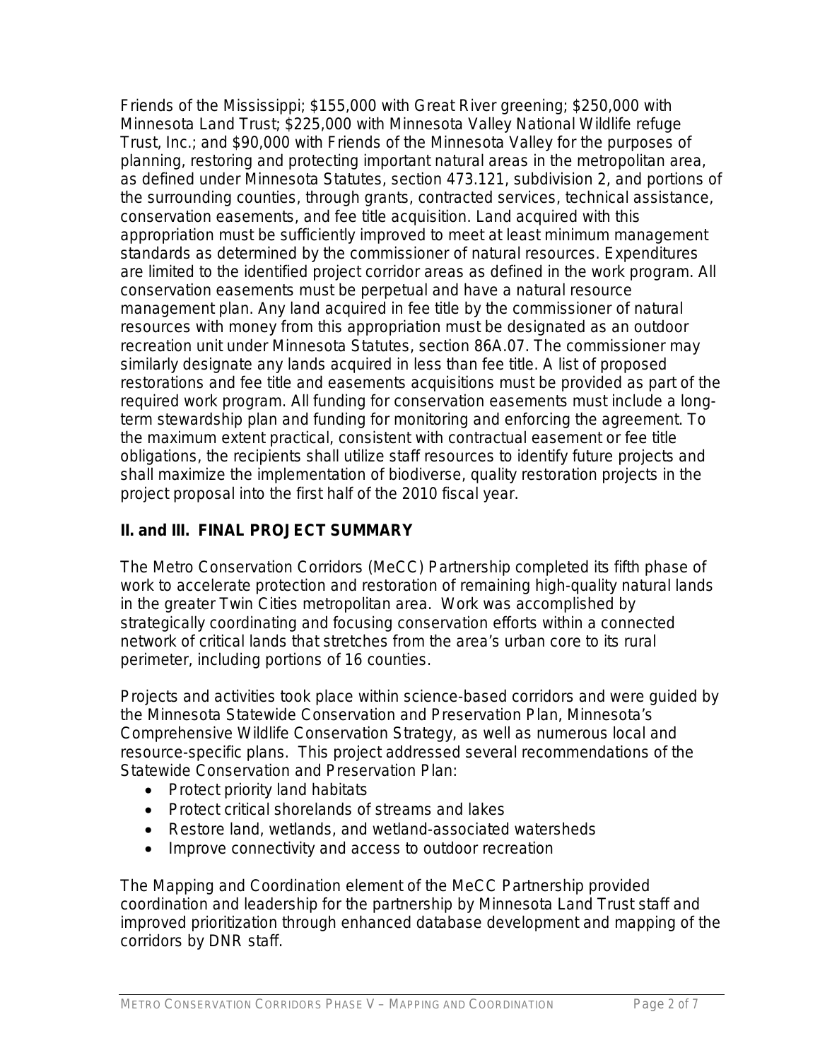Friends of the Mississippi; $155,000 with Great River greening; $250,000 with Minnesota Land Trust; $225,000 with Minnesota Valley National Wildlife refuge Trust, Inc.; and $90,000 with Friends of the Minnesota Valley for the purposes of planning, restoring and protecting important natural areas in the metropolitan area, as defined under Minnesota Statutes, section 473.121, subdivision 2, and portions of the surrounding counties, through grants, contracted services, technical assistance, conservation easements, and fee title acquisition. Land acquired with this appropriation must be sufficiently improved to meet at least minimum management standards as determined by the commissioner of natural resources. Expenditures are limited to the identified project corridor areas as defined in the work program. All conservation easements must be perpetual and have a natural resource management plan. Any land acquired in fee title by the commissioner of natural resources with money from this appropriation must be designated as an outdoor recreation unit under Minnesota Statutes, section 86A.07. The commissioner may similarly designate any lands acquired in less than fee title. A list of proposed restorations and fee title and easements acquisitions must be provided as part of the required work program. All funding for conservation easements must include a long-term stewardship plan and funding for monitoring and enforcing the agreement. To the maximum extent practical, consistent with contractual easement or fee title obligations, the recipients shall utilize staff resources to identify future projects and shall maximize the implementation of biodiverse, quality restoration projects in the project proposal into the first half of the 2010 fiscal year.

## II. and III. FINAL PROJECT SUMMARY

The Metro Conservation Corridors (MeCC) Partnership completed its fifth phase of work to accelerate protection and restoration of remaining high-quality natural lands in the greater Twin Cities metropolitan area. Work was accomplished by strategically coordinating and focusing conservation efforts within a connected network of critical lands that stretches from the area's urban core to its rural perimeter, including portions of 16 counties.

Projects and activities took place within science-based corridors and were guided by the Minnesota Statewide Conservation and Preservation Plan, Minnesota's Comprehensive Wildlife Conservation Strategy, as well as numerous local and resource-specific plans. This project addressed several recommendations of the Statewide Conservation and Preservation Plan:

- Protect priority land habitats
- Protect critical shorelands of streams and lakes
- Restore land, wetlands, and wetland-associated watersheds
- Improve connectivity and access to outdoor recreation

The Mapping and Coordination element of the MeCC Partnership provided coordination and leadership for the partnership by Minnesota Land Trust staff and improved prioritization through enhanced database development and mapping of the corridors by DNR staff.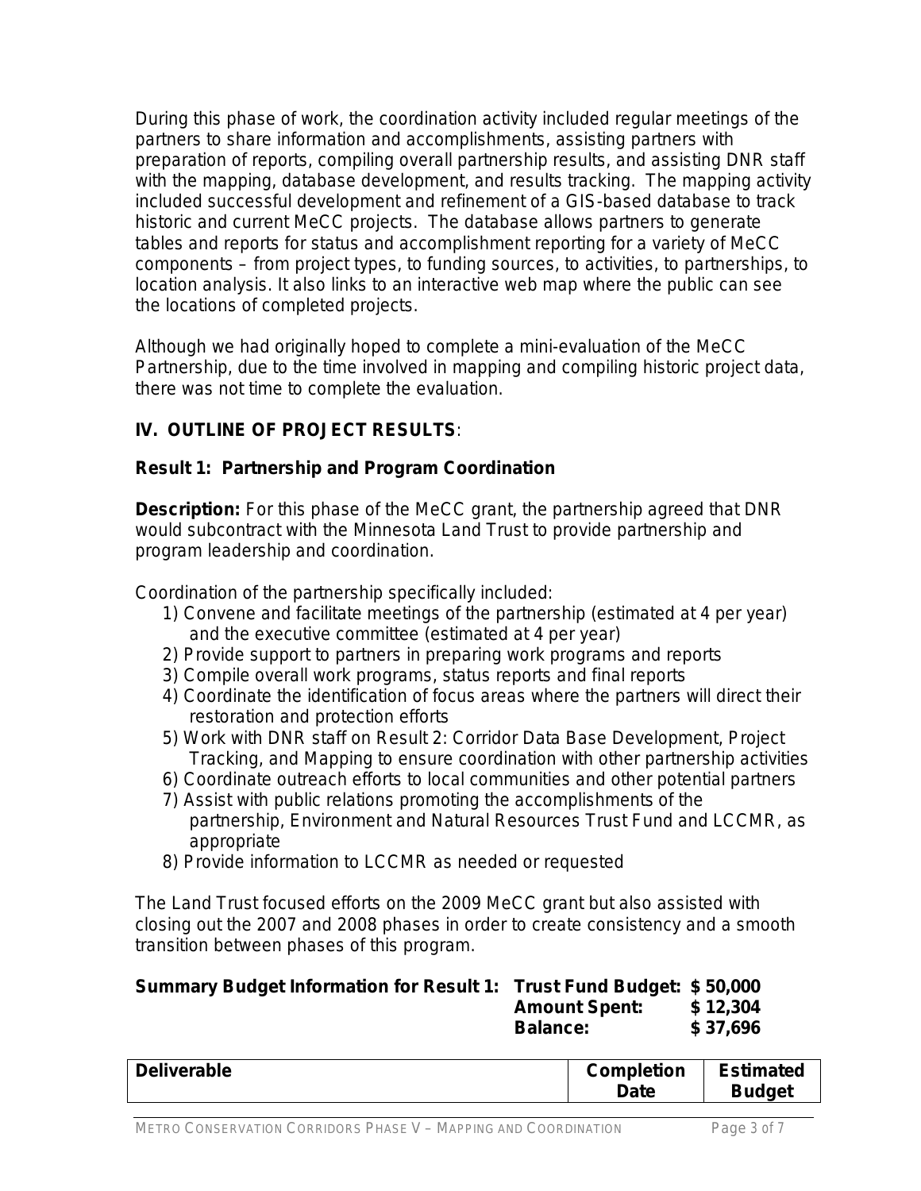During this phase of work, the coordination activity included regular meetings of the partners to share information and accomplishments, assisting partners with preparation of reports, compiling overall partnership results, and assisting DNR staff with the mapping, database development, and results tracking. The mapping activity included successful development and refinement of a GIS-based database to track historic and current MeCC projects. The database allows partners to generate tables and reports for status and accomplishment reporting for a variety of MeCC components – from project types, to funding sources, to activities, to partnerships, to location analysis. It also links to an interactive web map where the public can see the locations of completed projects.

Although we had originally hoped to complete a mini-evaluation of the MeCC Partnership, due to the time involved in mapping and compiling historic project data, there was not time to complete the evaluation.

## IV. OUTLINE OF PROJECT RESULTS:

### Result 1: Partnership and Program Coordination

**Description:** For this phase of the MeCC grant, the partnership agreed that DNR would subcontract with the Minnesota Land Trust to provide partnership and program leadership and coordination.

Coordination of the partnership specifically included:

1) Convene and facilitate meetings of the partnership (estimated at 4 per year) and the executive committee (estimated at 4 per year)
2) Provide support to partners in preparing work programs and reports
3) Compile overall work programs, status reports and final reports
4) Coordinate the identification of focus areas where the partners will direct their restoration and protection efforts
5) Work with DNR staff on Result 2: Corridor Data Base Development, Project Tracking, and Mapping to ensure coordination with other partnership activities
6) Coordinate outreach efforts to local communities and other potential partners
7) Assist with public relations promoting the accomplishments of the partnership, Environment and Natural Resources Trust Fund and LCCMR, as appropriate
8) Provide information to LCCMR as needed or requested

The Land Trust focused efforts on the 2009 MeCC grant but also assisted with closing out the 2007 and 2008 phases in order to create consistency and a smooth transition between phases of this program.

**Summary Budget Information for Result 1:** **Trust Fund Budget: $ 50,000**
**Amount Spent: $ 12,304**
**Balance: $ 37,696**

| Deliverable | Completion Date | Estimated Budget |
|---|---|---|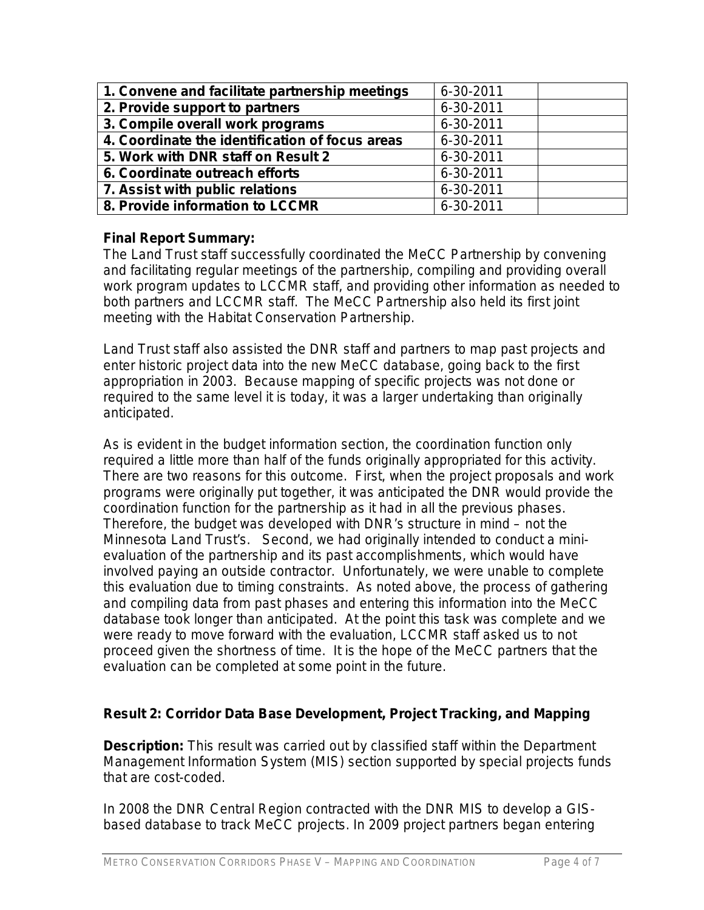| **1. Convene and facilitate partnership meetings** | 6-30-2011 | |
|---|---|---|
| **2. Provide support to partners** | 6-30-2011 | |
| **3. Compile overall work programs** | 6-30-2011 | |
| **4. Coordinate the identification of focus areas** | 6-30-2011 | |
| **5. Work with DNR staff on Result 2** | 6-30-2011 | |
| **6. Coordinate outreach efforts** | 6-30-2011 | |
| **7. Assist with public relations** | 6-30-2011 | |
| **8. Provide information to LCCMR** | 6-30-2011 | |

**Final Report Summary:**

The Land Trust staff successfully coordinated the MeCC Partnership by convening and facilitating regular meetings of the partnership, compiling and providing overall work program updates to LCCMR staff, and providing other information as needed to both partners and LCCMR staff. The MeCC Partnership also held its first joint meeting with the Habitat Conservation Partnership.

Land Trust staff also assisted the DNR staff and partners to map past projects and enter historic project data into the new MeCC database, going back to the first appropriation in 2003. Because mapping of specific projects was not done or required to the same level it is today, it was a larger undertaking than originally anticipated.

As is evident in the budget information section, the coordination function only required a little more than half of the funds originally appropriated for this activity. There are two reasons for this outcome. First, when the project proposals and work programs were originally put together, it was anticipated the DNR would provide the coordination function for the partnership as it had in all the previous phases. Therefore, the budget was developed with DNR's structure in mind – not the Minnesota Land Trust's. Second, we had originally intended to conduct a mini-evaluation of the partnership and its past accomplishments, which would have involved paying an outside contractor. Unfortunately, we were unable to complete this evaluation due to timing constraints. As noted above, the process of gathering and compiling data from past phases and entering this information into the MeCC database took longer than anticipated. At the point this task was complete and we were ready to move forward with the evaluation, LCCMR staff asked us to not proceed given the shortness of time. It is the hope of the MeCC partners that the evaluation can be completed at some point in the future.

**Result 2: Corridor Data Base Development, Project Tracking, and Mapping**

**Description:** This result was carried out by classified staff within the Department Management Information System (MIS) section supported by special projects funds that are cost-coded.

In 2008 the DNR Central Region contracted with the DNR MIS to develop a GIS-based database to track MeCC projects. In 2009 project partners began entering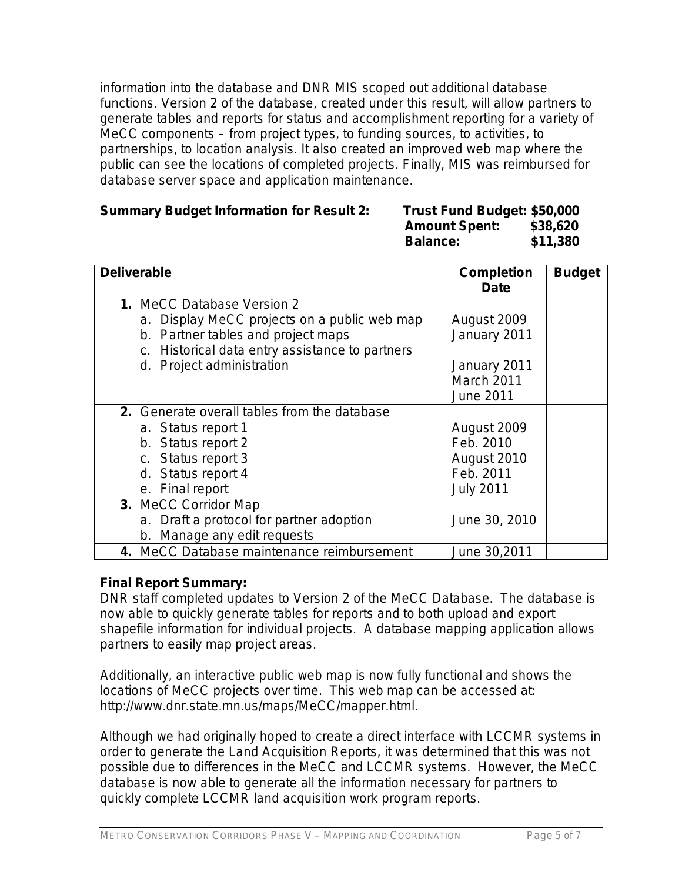information into the database and DNR MIS scoped out additional database functions. Version 2 of the database, created under this result, will allow partners to generate tables and reports for status and accomplishment reporting for a variety of MeCC components – from project types, to funding sources, to activities, to partnerships, to location analysis. It also created an improved web map where the public can see the locations of completed projects. Finally, MIS was reimbursed for database server space and application maintenance.

**Summary Budget Information for Result 2:** **Trust Fund Budget: $50,000**
**Amount Spent: $38,620**
**Balance: $11,380**

| **Deliverable** | **Completion Date** | **Budget** |
|---|---|---|
| **1.** MeCC Database Version 2<br>a. Display MeCC projects on a public web map<br>b. Partner tables and project maps<br>c. Historical data entry assistance to partners<br>d. Project administration | August 2009<br>January 2011<br>January 2011<br>March 2011<br>June 2011 | |
| **2.** Generate overall tables from the database<br>a. Status report 1<br>b. Status report 2<br>c. Status report 3<br>d. Status report 4<br>e. Final report | August 2009<br>Feb. 2010<br>August 2010<br>Feb. 2011<br>July 2011 | |
| **3.** MeCC Corridor Map<br>a. Draft a protocol for partner adoption<br>b. Manage any edit requests | June 30, 2010 | |
| **4.** MeCC Database maintenance reimbursement | June 30,2011 | |

**Final Report Summary:**
DNR staff completed updates to Version 2 of the MeCC Database. The database is now able to quickly generate tables for reports and to both upload and export shapefile information for individual projects. A database mapping application allows partners to easily map project areas.

Additionally, an interactive public web map is now fully functional and shows the locations of MeCC projects over time. This web map can be accessed at: http://www.dnr.state.mn.us/maps/MeCC/mapper.html.

Although we had originally hoped to create a direct interface with LCCMR systems in order to generate the Land Acquisition Reports, it was determined that this was not possible due to differences in the MeCC and LCCMR systems. However, the MeCC database is now able to generate all the information necessary for partners to quickly complete LCCMR land acquisition work program reports.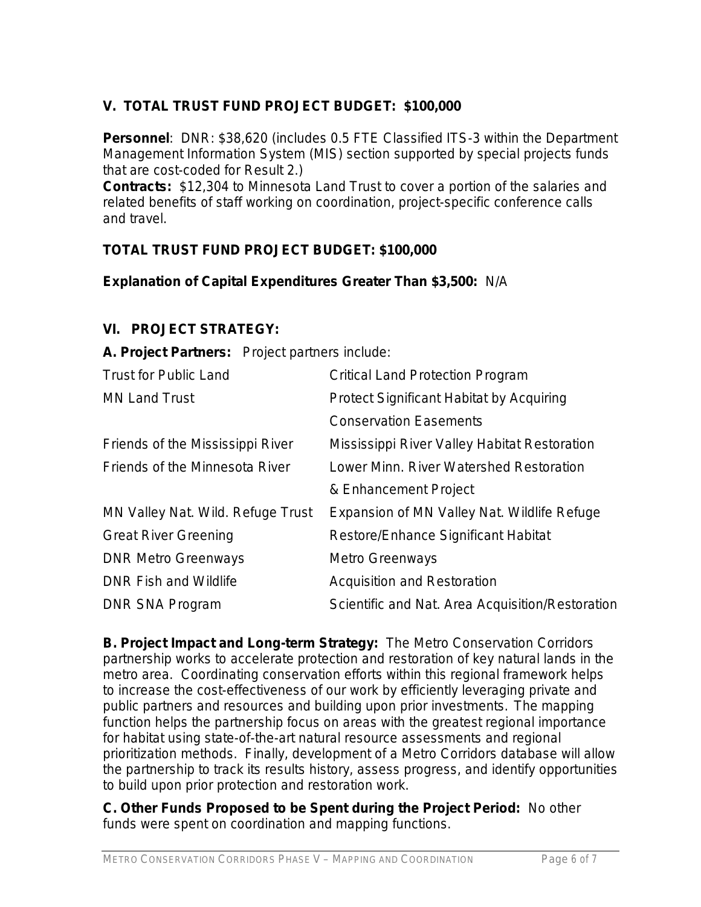## V. TOTAL TRUST FUND PROJECT BUDGET: $100,000

**Personnel**: DNR: $38,620 (includes 0.5 FTE Classified ITS-3 within the Department Management Information System (MIS) section supported by special projects funds that are cost-coded for Result 2.)
**Contracts:** $12,304 to Minnesota Land Trust to cover a portion of the salaries and related benefits of staff working on coordination, project-specific conference calls and travel.

**TOTAL TRUST FUND PROJECT BUDGET: $100,000**

**Explanation of Capital Expenditures Greater Than $3,500:** N/A

## VI. PROJECT STRATEGY:

**A. Project Partners:** Project partners include:

| | |
|---|---|
| Trust for Public Land | Critical Land Protection Program |
| MN Land Trust | Protect Significant Habitat by Acquiring Conservation Easements |
| Friends of the Mississippi River | Mississippi River Valley Habitat Restoration |
| Friends of the Minnesota River | Lower Minn. River Watershed Restoration & Enhancement Project |
| MN Valley Nat. Wild. Refuge Trust | Expansion of MN Valley Nat. Wildlife Refuge |
| Great River Greening | Restore/Enhance Significant Habitat |
| DNR Metro Greenways | Metro Greenways |
| DNR Fish and Wildlife | Acquisition and Restoration |
| DNR SNA Program | Scientific and Nat. Area Acquisition/Restoration |

**B. Project Impact and Long-term Strategy:** The Metro Conservation Corridors partnership works to accelerate protection and restoration of key natural lands in the metro area. Coordinating conservation efforts within this regional framework helps to increase the cost-effectiveness of our work by efficiently leveraging private and public partners and resources and building upon prior investments. The mapping function helps the partnership focus on areas with the greatest regional importance for habitat using state-of-the-art natural resource assessments and regional prioritization methods. Finally, development of a Metro Corridors database will allow the partnership to track its results history, assess progress, and identify opportunities to build upon prior protection and restoration work.

**C. Other Funds Proposed to be Spent during the Project Period:** No other funds were spent on coordination and mapping functions.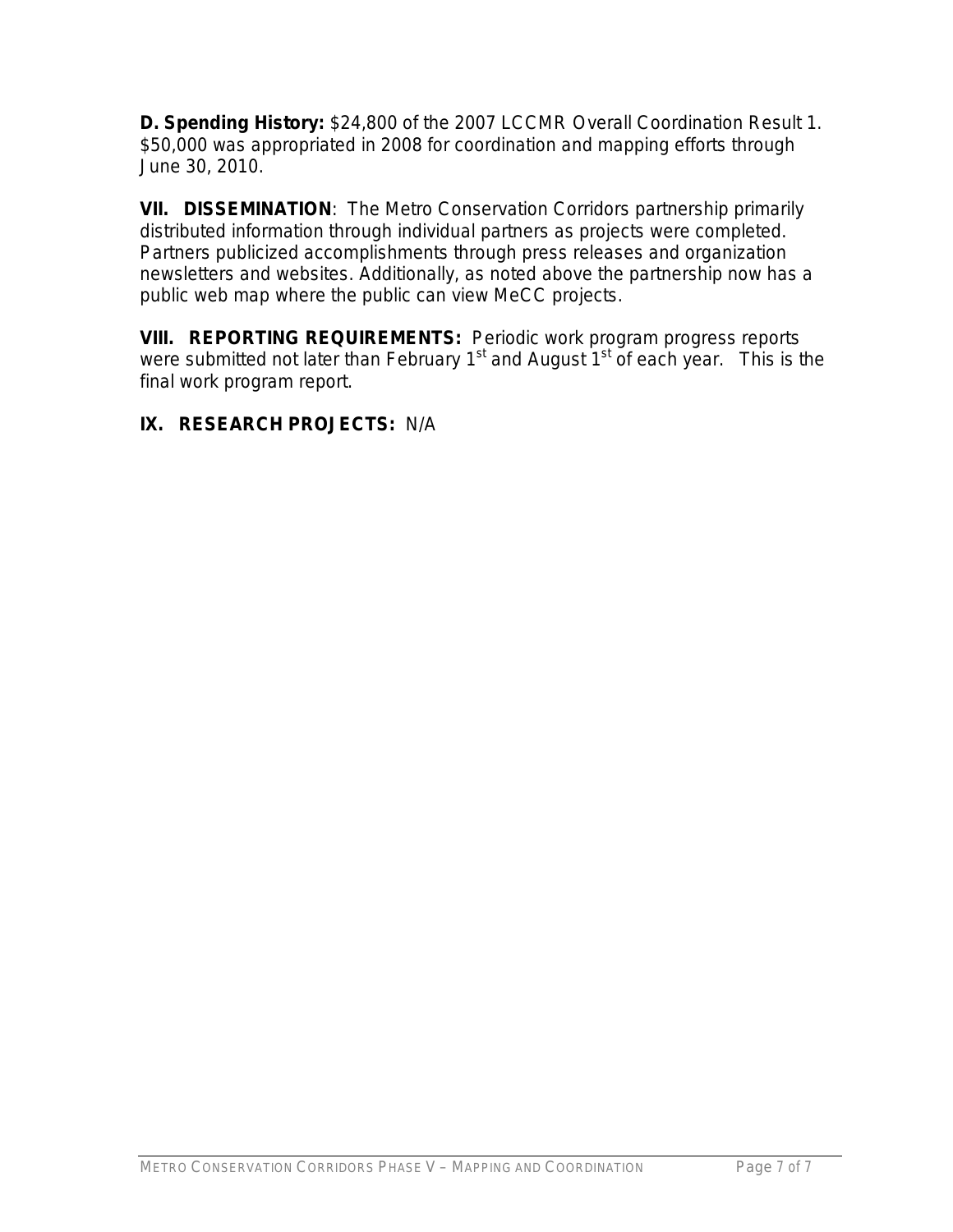**D. Spending History:** $24,800 of the 2007 LCCMR Overall Coordination Result 1. $50,000 was appropriated in 2008 for coordination and mapping efforts through June 30, 2010.

**VII. DISSEMINATION**: The Metro Conservation Corridors partnership primarily distributed information through individual partners as projects were completed. Partners publicized accomplishments through press releases and organization newsletters and websites. Additionally, as noted above the partnership now has a public web map where the public can view MeCC projects.

**VIII. REPORTING REQUIREMENTS:** Periodic work program progress reports were submitted not later than February 1st and August 1st of each year. This is the final work program report.

**IX. RESEARCH PROJECTS:** N/A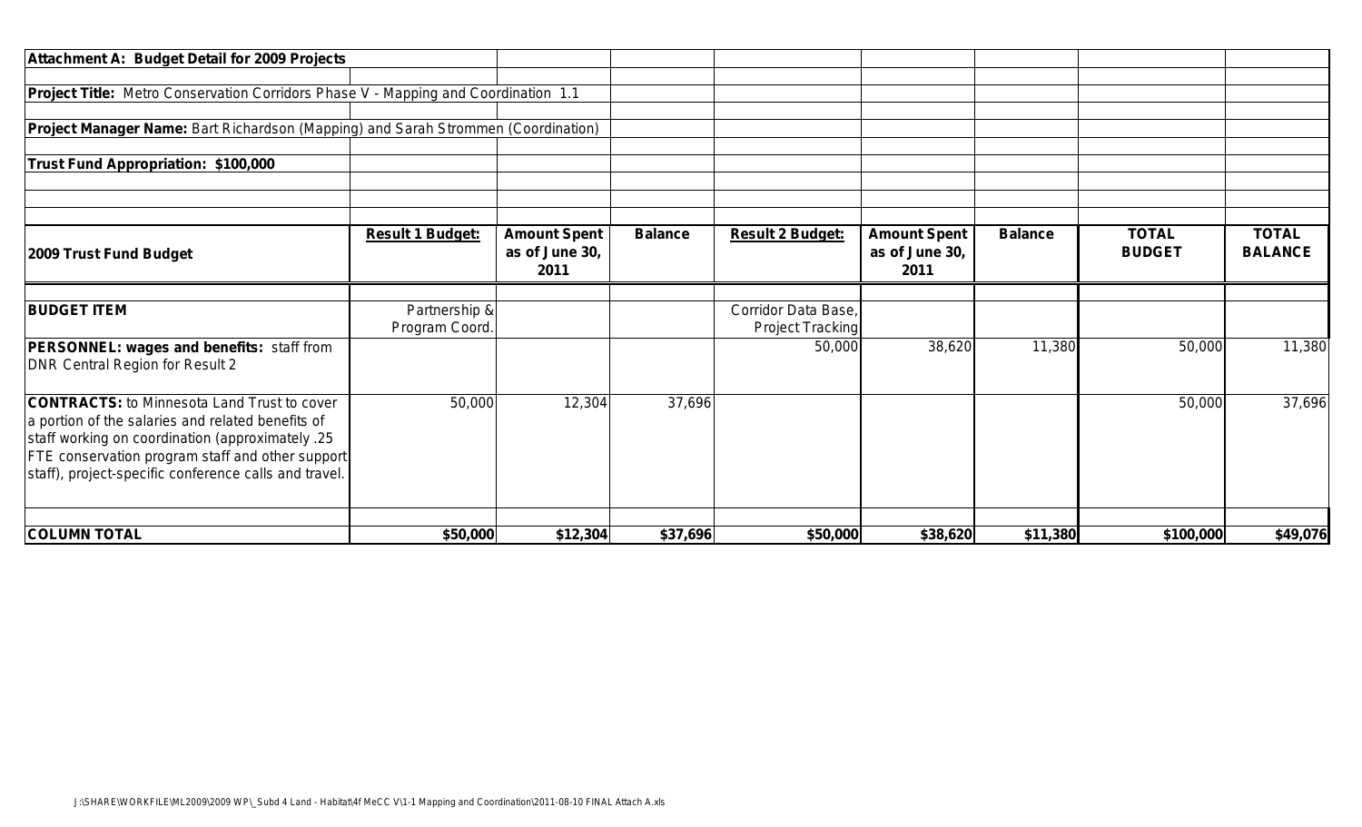**Attachment A: Budget Detail for 2009 Projects**

**Project Title:** Metro Conservation Corridors Phase V - Mapping and Coordination 1.1

**Project Manager Name:** Bart Richardson (Mapping) and Sarah Strommen (Coordination)

**Trust Fund Appropriation: $100,000**

| 2009 Trust Fund Budget | Result 1 Budget: | Amount Spent as of June 30, 2011 | Balance | Result 2 Budget: | Amount Spent as of June 30, 2011 | Balance | TOTAL BUDGET | TOTAL BALANCE |
|---|---|---|---|---|---|---|---|---|
| **BUDGET ITEM** | Partnership & Program Coord. | | | Corridor Data Base, Project Tracking | | | | |
| **PERSONNEL: wages and benefits:** staff from DNR Central Region for Result 2 | | | | 50,000 | 38,620 | 11,380 | 50,000 | 11,380 |
| **CONTRACTS:** to Minnesota Land Trust to cover a portion of the salaries and related benefits of staff working on coordination (approximately .25 FTE conservation program staff and other support staff), project-specific conference calls and travel. | 50,000 | 12,304 | 37,696 | | | | 50,000 | 37,696 |
| **COLUMN TOTAL** | $50,000 | $12,304 | $37,696 | $50,000 | $38,620 | $11,380 | $100,000 | $49,076 |

J:\SHARE\WORKFILE\ML2009\2009 WP\_Subd 4 Land - Habitat\4f MeCC V\1-1 Mapping and Coordination\2011-08-10 FINAL Attach A.xls